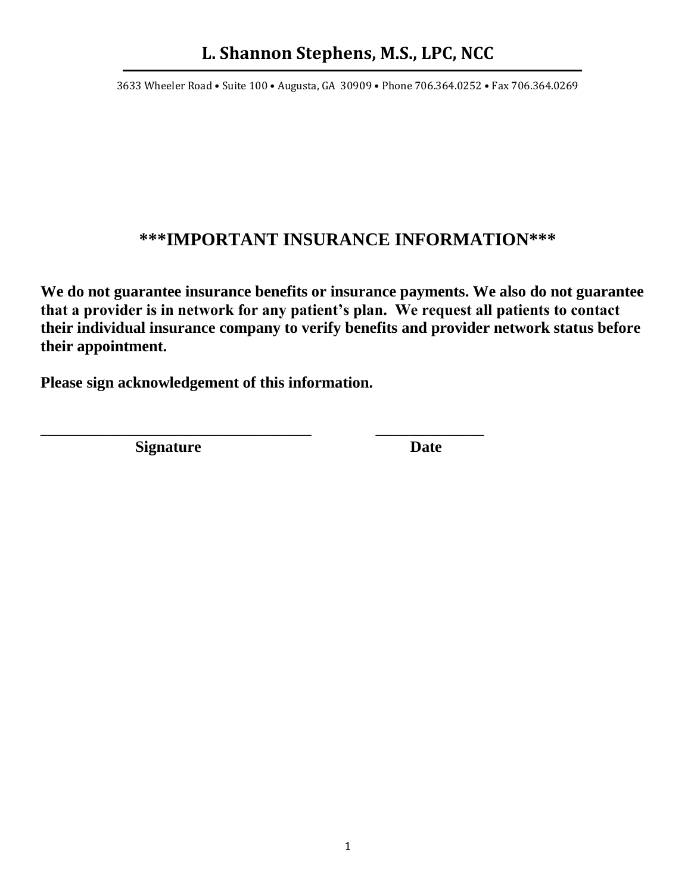# L. Shannon Stephens, M.S., LPC, NCC

3633 Wheeler Road • Suite 100 • Augusta, GA 30909 • Phone 706.364.0252 • Fax 706.364.0269

## ***IMPORTANT INSURANCE INFORMATION***

**We do not guarantee insurance benefits or insurance payments. We also do not guarantee that a provider is in network for any patient's plan. We request all patients to contact their individual insurance company to verify benefits and provider network status before their appointment.**

**Please sign acknowledgement of this information.**

_____________________________________ _______________

**Signature** **Date**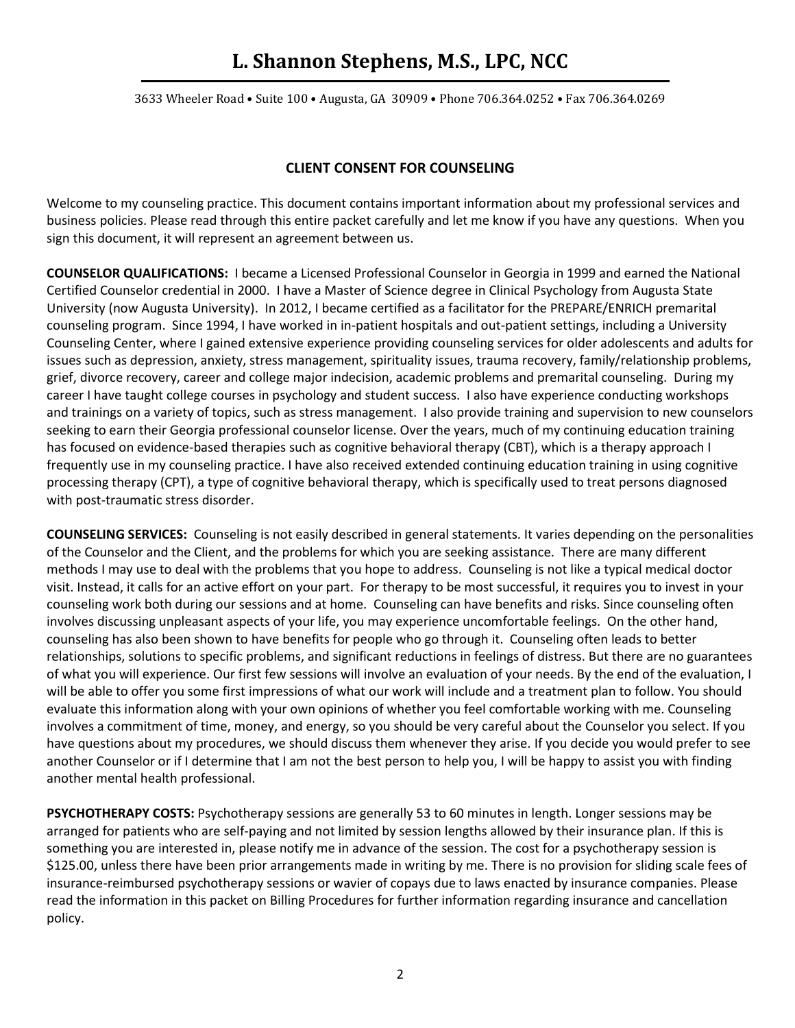# L. Shannon Stephens, M.S., LPC, NCC

3633 Wheeler Road • Suite 100 • Augusta, GA 30909 • Phone 706.364.0252 • Fax 706.364.0269

## CLIENT CONSENT FOR COUNSELING

Welcome to my counseling practice. This document contains important information about my professional services and business policies. Please read through this entire packet carefully and let me know if you have any questions. When you sign this document, it will represent an agreement between us.

**COUNSELOR QUALIFICATIONS:** I became a Licensed Professional Counselor in Georgia in 1999 and earned the National Certified Counselor credential in 2000. I have a Master of Science degree in Clinical Psychology from Augusta State University (now Augusta University). In 2012, I became certified as a facilitator for the PREPARE/ENRICH premarital counseling program. Since 1994, I have worked in in-patient hospitals and out-patient settings, including a University Counseling Center, where I gained extensive experience providing counseling services for older adolescents and adults for issues such as depression, anxiety, stress management, spirituality issues, trauma recovery, family/relationship problems, grief, divorce recovery, career and college major indecision, academic problems and premarital counseling. During my career I have taught college courses in psychology and student success. I also have experience conducting workshops and trainings on a variety of topics, such as stress management. I also provide training and supervision to new counselors seeking to earn their Georgia professional counselor license. Over the years, much of my continuing education training has focused on evidence-based therapies such as cognitive behavioral therapy (CBT), which is a therapy approach I frequently use in my counseling practice. I have also received extended continuing education training in using cognitive processing therapy (CPT), a type of cognitive behavioral therapy, which is specifically used to treat persons diagnosed with post-traumatic stress disorder.

**COUNSELING SERVICES:** Counseling is not easily described in general statements. It varies depending on the personalities of the Counselor and the Client, and the problems for which you are seeking assistance. There are many different methods I may use to deal with the problems that you hope to address. Counseling is not like a typical medical doctor visit. Instead, it calls for an active effort on your part. For therapy to be most successful, it requires you to invest in your counseling work both during our sessions and at home. Counseling can have benefits and risks. Since counseling often involves discussing unpleasant aspects of your life, you may experience uncomfortable feelings. On the other hand, counseling has also been shown to have benefits for people who go through it. Counseling often leads to better relationships, solutions to specific problems, and significant reductions in feelings of distress. But there are no guarantees of what you will experience. Our first few sessions will involve an evaluation of your needs. By the end of the evaluation, I will be able to offer you some first impressions of what our work will include and a treatment plan to follow. You should evaluate this information along with your own opinions of whether you feel comfortable working with me. Counseling involves a commitment of time, money, and energy, so you should be very careful about the Counselor you select. If you have questions about my procedures, we should discuss them whenever they arise. If you decide you would prefer to see another Counselor or if I determine that I am not the best person to help you, I will be happy to assist you with finding another mental health professional.

**PSYCHOTHERAPY COSTS:** Psychotherapy sessions are generally 53 to 60 minutes in length. Longer sessions may be arranged for patients who are self-paying and not limited by session lengths allowed by their insurance plan. If this is something you are interested in, please notify me in advance of the session. The cost for a psychotherapy session is $125.00, unless there have been prior arrangements made in writing by me. There is no provision for sliding scale fees of insurance-reimbursed psychotherapy sessions or wavier of copays due to laws enacted by insurance companies. Please read the information in this packet on Billing Procedures for further information regarding insurance and cancellation policy.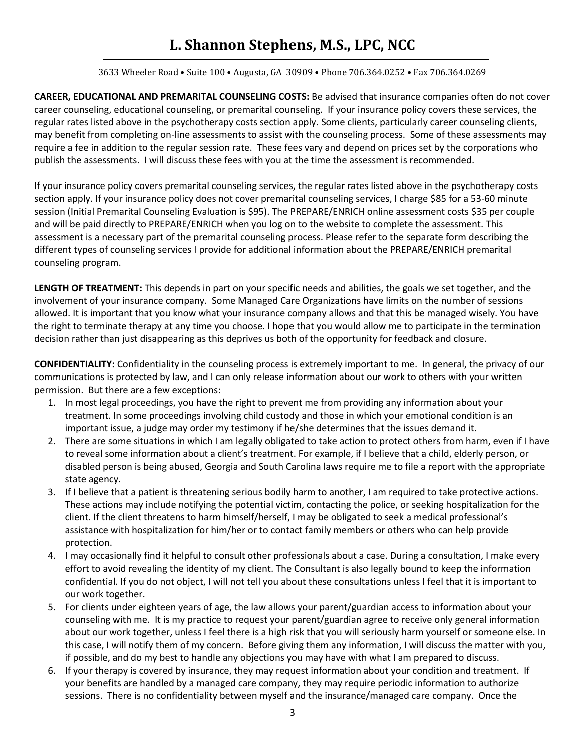**CAREER, EDUCATIONAL AND PREMARITAL COUNSELING COSTS:** Be advised that insurance companies often do not cover career counseling, educational counseling, or premarital counseling. If your insurance policy covers these services, the regular rates listed above in the psychotherapy costs section apply. Some clients, particularly career counseling clients, may benefit from completing on-line assessments to assist with the counseling process. Some of these assessments may require a fee in addition to the regular session rate. These fees vary and depend on prices set by the corporations who publish the assessments. I will discuss these fees with you at the time the assessment is recommended.

If your insurance policy covers premarital counseling services, the regular rates listed above in the psychotherapy costs section apply. If your insurance policy does not cover premarital counseling services, I charge $85 for a 53-60 minute session (Initial Premarital Counseling Evaluation is $95). The PREPARE/ENRICH online assessment costs $35 per couple and will be paid directly to PREPARE/ENRICH when you log on to the website to complete the assessment. This assessment is a necessary part of the premarital counseling process. Please refer to the separate form describing the different types of counseling services I provide for additional information about the PREPARE/ENRICH premarital counseling program.

**LENGTH OF TREATMENT:** This depends in part on your specific needs and abilities, the goals we set together, and the involvement of your insurance company. Some Managed Care Organizations have limits on the number of sessions allowed. It is important that you know what your insurance company allows and that this be managed wisely. You have the right to terminate therapy at any time you choose. I hope that you would allow me to participate in the termination decision rather than just disappearing as this deprives us both of the opportunity for feedback and closure.

**CONFIDENTIALITY:** Confidentiality in the counseling process is extremely important to me. In general, the privacy of our communications is protected by law, and I can only release information about our work to others with your written permission. But there are a few exceptions:

1. In most legal proceedings, you have the right to prevent me from providing any information about your treatment. In some proceedings involving child custody and those in which your emotional condition is an important issue, a judge may order my testimony if he/she determines that the issues demand it.
2. There are some situations in which I am legally obligated to take action to protect others from harm, even if I have to reveal some information about a client's treatment. For example, if I believe that a child, elderly person, or disabled person is being abused, Georgia and South Carolina laws require me to file a report with the appropriate state agency.
3. If I believe that a patient is threatening serious bodily harm to another, I am required to take protective actions. These actions may include notifying the potential victim, contacting the police, or seeking hospitalization for the client. If the client threatens to harm himself/herself, I may be obligated to seek a medical professional's assistance with hospitalization for him/her or to contact family members or others who can help provide protection.
4. I may occasionally find it helpful to consult other professionals about a case. During a consultation, I make every effort to avoid revealing the identity of my client. The Consultant is also legally bound to keep the information confidential. If you do not object, I will not tell you about these consultations unless I feel that it is important to our work together.
5. For clients under eighteen years of age, the law allows your parent/guardian access to information about your counseling with me. It is my practice to request your parent/guardian agree to receive only general information about our work together, unless I feel there is a high risk that you will seriously harm yourself or someone else. In this case, I will notify them of my concern. Before giving them any information, I will discuss the matter with you, if possible, and do my best to handle any objections you may have with what I am prepared to discuss.
6. If your therapy is covered by insurance, they may request information about your condition and treatment. If your benefits are handled by a managed care company, they may require periodic information to authorize sessions. There is no confidentiality between myself and the insurance/managed care company. Once the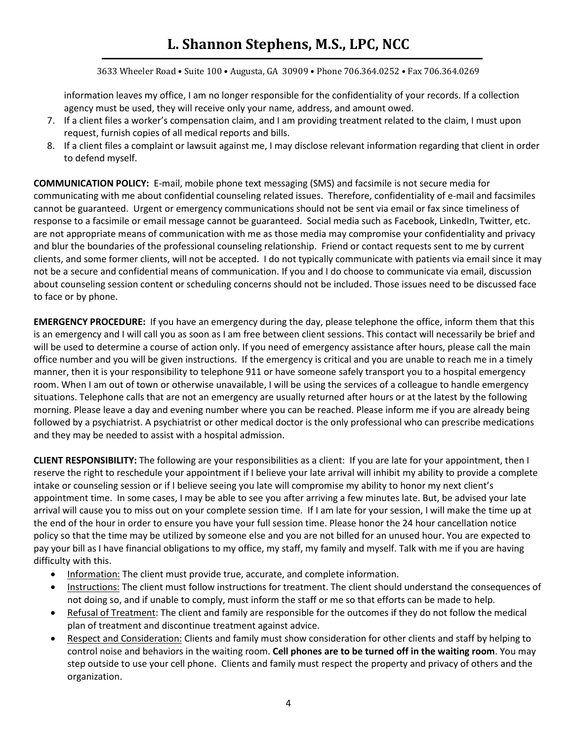information leaves my office, I am no longer responsible for the confidentiality of your records. If a collection agency must be used, they will receive only your name, address, and amount owed.

7. If a client files a worker's compensation claim, and I am providing treatment related to the claim, I must upon request, furnish copies of all medical reports and bills.
8. If a client files a complaint or lawsuit against me, I may disclose relevant information regarding that client in order to defend myself.

**COMMUNICATION POLICY:** E-mail, mobile phone text messaging (SMS) and facsimile is not secure media for communicating with me about confidential counseling related issues. Therefore, confidentiality of e-mail and facsimiles cannot be guaranteed. Urgent or emergency communications should not be sent via email or fax since timeliness of response to a facsimile or email message cannot be guaranteed. Social media such as Facebook, LinkedIn, Twitter, etc. are not appropriate means of communication with me as those media may compromise your confidentiality and privacy and blur the boundaries of the professional counseling relationship. Friend or contact requests sent to me by current clients, and some former clients, will not be accepted. I do not typically communicate with patients via email since it may not be a secure and confidential means of communication. If you and I do choose to communicate via email, discussion about counseling session content or scheduling concerns should not be included. Those issues need to be discussed face to face or by phone.

**EMERGENCY PROCEDURE:** If you have an emergency during the day, please telephone the office, inform them that this is an emergency and I will call you as soon as I am free between client sessions. This contact will necessarily be brief and will be used to determine a course of action only. If you need of emergency assistance after hours, please call the main office number and you will be given instructions. If the emergency is critical and you are unable to reach me in a timely manner, then it is your responsibility to telephone 911 or have someone safely transport you to a hospital emergency room. When I am out of town or otherwise unavailable, I will be using the services of a colleague to handle emergency situations. Telephone calls that are not an emergency are usually returned after hours or at the latest by the following morning. Please leave a day and evening number where you can be reached. Please inform me if you are already being followed by a psychiatrist. A psychiatrist or other medical doctor is the only professional who can prescribe medications and they may be needed to assist with a hospital admission.

**CLIENT RESPONSIBILITY:** The following are your responsibilities as a client: If you are late for your appointment, then I reserve the right to reschedule your appointment if I believe your late arrival will inhibit my ability to provide a complete intake or counseling session or if I believe seeing you late will compromise my ability to honor my next client's appointment time. In some cases, I may be able to see you after arriving a few minutes late. But, be advised your late arrival will cause you to miss out on your complete session time. If I am late for your session, I will make the time up at the end of the hour in order to ensure you have your full session time. Please honor the 24 hour cancellation notice policy so that the time may be utilized by someone else and you are not billed for an unused hour. You are expected to pay your bill as I have financial obligations to my office, my staff, my family and myself. Talk with me if you are having difficulty with this.

- Information: The client must provide true, accurate, and complete information.
- Instructions: The client must follow instructions for treatment. The client should understand the consequences of not doing so, and if unable to comply, must inform the staff or me so that efforts can be made to help.
- Refusal of Treatment: The client and family are responsible for the outcomes if they do not follow the medical plan of treatment and discontinue treatment against advice.
- Respect and Consideration: Clients and family must show consideration for other clients and staff by helping to control noise and behaviors in the waiting room. **Cell phones are to be turned off in the waiting room**. You may step outside to use your cell phone. Clients and family must respect the property and privacy of others and the organization.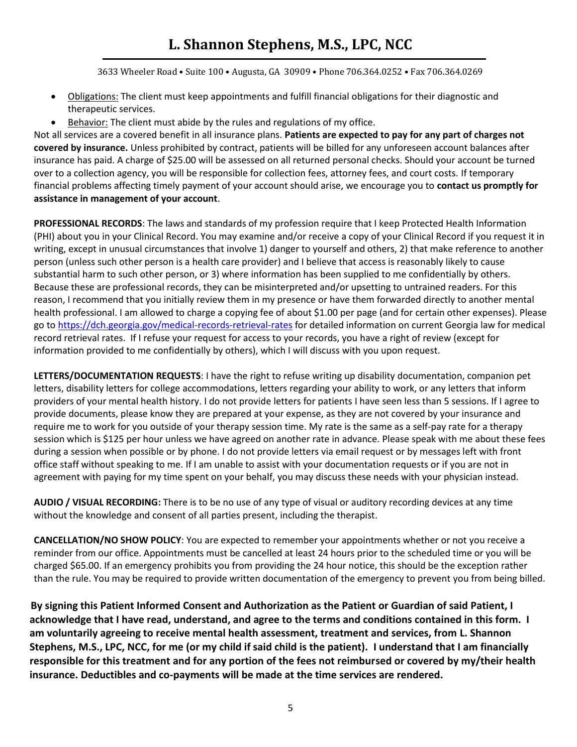- Obligations: The client must keep appointments and fulfill financial obligations for their diagnostic and therapeutic services.
- Behavior: The client must abide by the rules and regulations of my office.

Not all services are a covered benefit in all insurance plans. **Patients are expected to pay for any part of charges not covered by insurance.** Unless prohibited by contract, patients will be billed for any unforeseen account balances after insurance has paid. A charge of $25.00 will be assessed on all returned personal checks. Should your account be turned over to a collection agency, you will be responsible for collection fees, attorney fees, and court costs. If temporary financial problems affecting timely payment of your account should arise, we encourage you to **contact us promptly for assistance in management of your account**.

**PROFESSIONAL RECORDS**: The laws and standards of my profession require that I keep Protected Health Information (PHI) about you in your Clinical Record. You may examine and/or receive a copy of your Clinical Record if you request it in writing, except in unusual circumstances that involve 1) danger to yourself and others, 2) that make reference to another person (unless such other person is a health care provider) and I believe that access is reasonably likely to cause substantial harm to such other person, or 3) where information has been supplied to me confidentially by others. Because these are professional records, they can be misinterpreted and/or upsetting to untrained readers. For this reason, I recommend that you initially review them in my presence or have them forwarded directly to another mental health professional. I am allowed to charge a copying fee of about $1.00 per page (and for certain other expenses). Please go to https://dch.georgia.gov/medical-records-retrieval-rates for detailed information on current Georgia law for medical record retrieval rates. If I refuse your request for access to your records, you have a right of review (except for information provided to me confidentially by others), which I will discuss with you upon request.

**LETTERS/DOCUMENTATION REQUESTS**: I have the right to refuse writing up disability documentation, companion pet letters, disability letters for college accommodations, letters regarding your ability to work, or any letters that inform providers of your mental health history. I do not provide letters for patients I have seen less than 5 sessions. If I agree to provide documents, please know they are prepared at your expense, as they are not covered by your insurance and require me to work for you outside of your therapy session time. My rate is the same as a self-pay rate for a therapy session which is $125 per hour unless we have agreed on another rate in advance. Please speak with me about these fees during a session when possible or by phone. I do not provide letters via email request or by messages left with front office staff without speaking to me. If I am unable to assist with your documentation requests or if you are not in agreement with paying for my time spent on your behalf, you may discuss these needs with your physician instead.

**AUDIO / VISUAL RECORDING:** There is to be no use of any type of visual or auditory recording devices at any time without the knowledge and consent of all parties present, including the therapist.

**CANCELLATION/NO SHOW POLICY**: You are expected to remember your appointments whether or not you receive a reminder from our office. Appointments must be cancelled at least 24 hours prior to the scheduled time or you will be charged $65.00. If an emergency prohibits you from providing the 24 hour notice, this should be the exception rather than the rule. You may be required to provide written documentation of the emergency to prevent you from being billed.

**By signing this Patient Informed Consent and Authorization as the Patient or Guardian of said Patient, I acknowledge that I have read, understand, and agree to the terms and conditions contained in this form. I am voluntarily agreeing to receive mental health assessment, treatment and services, from L. Shannon Stephens, M.S., LPC, NCC, for me (or my child if said child is the patient). I understand that I am financially responsible for this treatment and for any portion of the fees not reimbursed or covered by my/their health insurance. Deductibles and co-payments will be made at the time services are rendered.**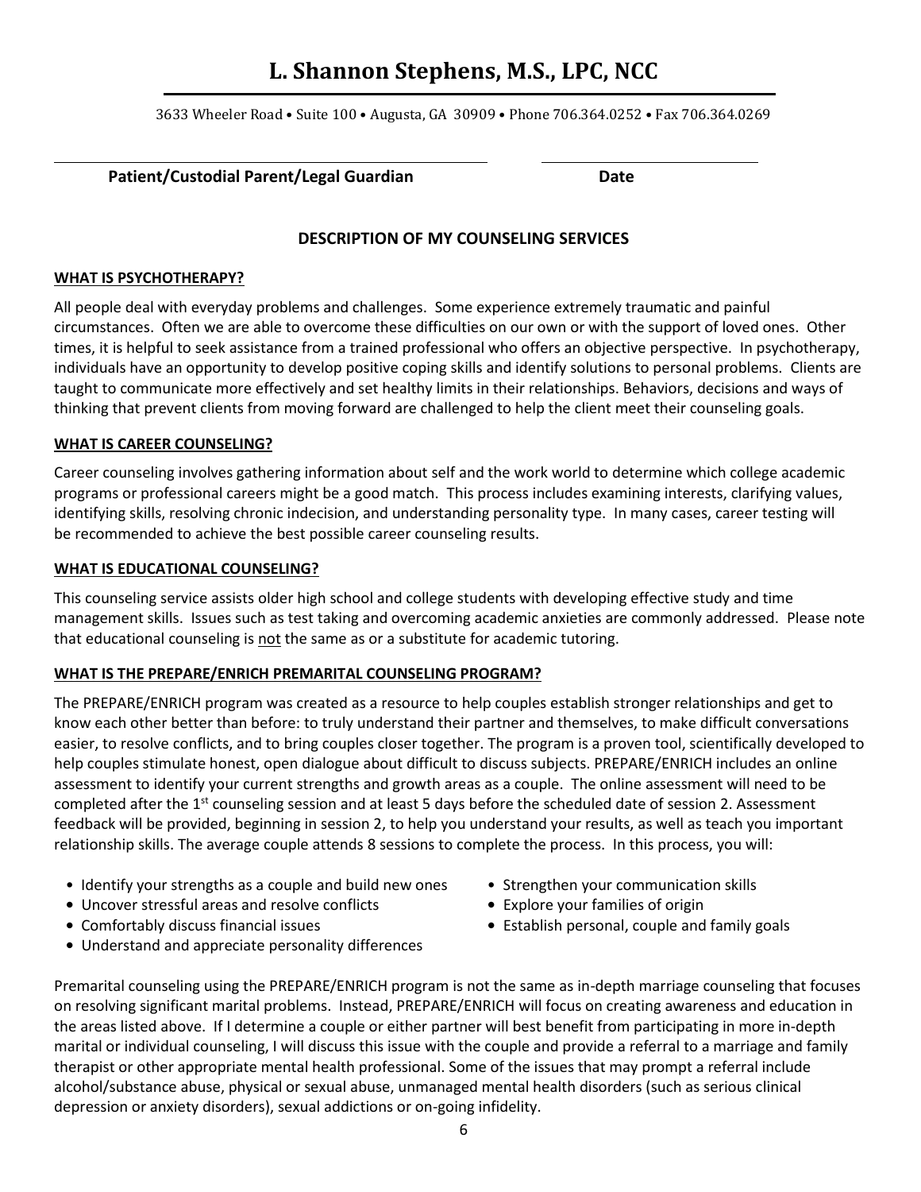# L. Shannon Stephens, M.S., LPC, NCC

3633 Wheeler Road • Suite 100 • Augusta, GA 30909 • Phone 706.364.0252 • Fax 706.364.0269

**Patient/Custodial Parent/Legal Guardian** **Date**

## DESCRIPTION OF MY COUNSELING SERVICES

### WHAT IS PSYCHOTHERAPY?

All people deal with everyday problems and challenges. Some experience extremely traumatic and painful circumstances. Often we are able to overcome these difficulties on our own or with the support of loved ones. Other times, it is helpful to seek assistance from a trained professional who offers an objective perspective. In psychotherapy, individuals have an opportunity to develop positive coping skills and identify solutions to personal problems. Clients are taught to communicate more effectively and set healthy limits in their relationships. Behaviors, decisions and ways of thinking that prevent clients from moving forward are challenged to help the client meet their counseling goals.

### WHAT IS CAREER COUNSELING?

Career counseling involves gathering information about self and the work world to determine which college academic programs or professional careers might be a good match. This process includes examining interests, clarifying values, identifying skills, resolving chronic indecision, and understanding personality type. In many cases, career testing will be recommended to achieve the best possible career counseling results.

### WHAT IS EDUCATIONAL COUNSELING?

This counseling service assists older high school and college students with developing effective study and time management skills. Issues such as test taking and overcoming academic anxieties are commonly addressed. Please note that educational counseling is not the same as or a substitute for academic tutoring.

### WHAT IS THE PREPARE/ENRICH PREMARITAL COUNSELING PROGRAM?

The PREPARE/ENRICH program was created as a resource to help couples establish stronger relationships and get to know each other better than before: to truly understand their partner and themselves, to make difficult conversations easier, to resolve conflicts, and to bring couples closer together. The program is a proven tool, scientifically developed to help couples stimulate honest, open dialogue about difficult to discuss subjects. PREPARE/ENRICH includes an online assessment to identify your current strengths and growth areas as a couple. The online assessment will need to be completed after the 1st counseling session and at least 5 days before the scheduled date of session 2. Assessment feedback will be provided, beginning in session 2, to help you understand your results, as well as teach you important relationship skills. The average couple attends 8 sessions to complete the process. In this process, you will:

- Identify your strengths as a couple and build new ones
- Uncover stressful areas and resolve conflicts
- Comfortably discuss financial issues
- Understand and appreciate personality differences
- Strengthen your communication skills
- Explore your families of origin
- Establish personal, couple and family goals

Premarital counseling using the PREPARE/ENRICH program is not the same as in-depth marriage counseling that focuses on resolving significant marital problems. Instead, PREPARE/ENRICH will focus on creating awareness and education in the areas listed above. If I determine a couple or either partner will best benefit from participating in more in-depth marital or individual counseling, I will discuss this issue with the couple and provide a referral to a marriage and family therapist or other appropriate mental health professional. Some of the issues that may prompt a referral include alcohol/substance abuse, physical or sexual abuse, unmanaged mental health disorders (such as serious clinical depression or anxiety disorders), sexual addictions or on-going infidelity.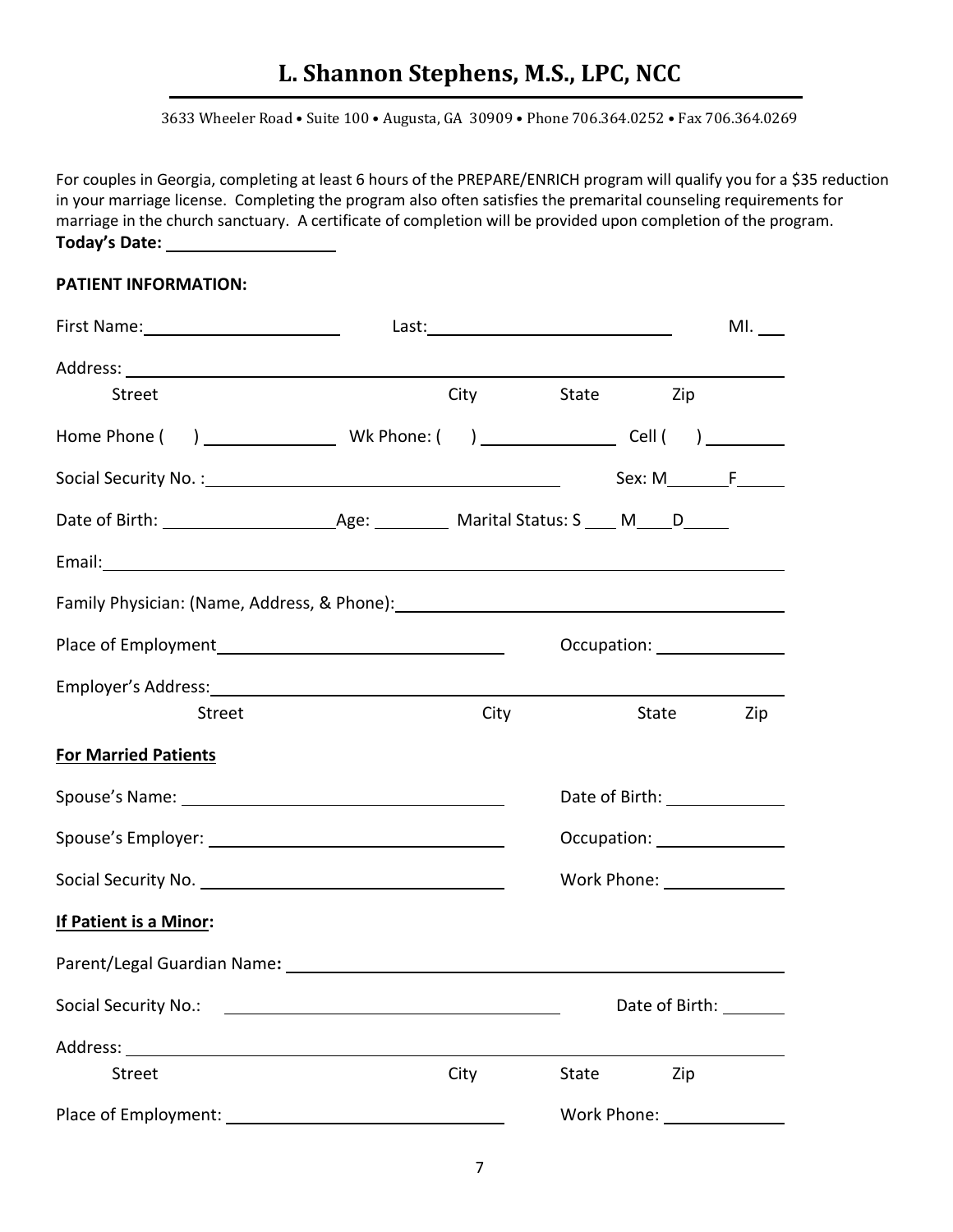# L. Shannon Stephens, M.S., LPC, NCC

3633 Wheeler Road • Suite 100 • Augusta, GA 30909 • Phone 706.364.0252 • Fax 706.364.0269

For couples in Georgia, completing at least 6 hours of the PREPARE/ENRICH program will qualify you for a $35 reduction in your marriage license. Completing the program also often satisfies the premarital counseling requirements for marriage in the church sanctuary. A certificate of completion will be provided upon completion of the program.

**Today's Date:** ___________________

**PATIENT INFORMATION:**

First Name: ______________________ Last: ____________________________ MI. ___

Address: ______________________________________________________________
Street City State Zip

Home Phone ( ) _______________ Wk Phone: ( ) _______________ Cell ( ) _________

Social Security No. : ___________________________________________ Sex: M_______F______

Date of Birth: ___________________Age: _________ Marital Status: S ____ M____D_____

Email: ________________________________________________________________

Family Physician: (Name, Address, & Phone): ____________________________________________

Place of Employment________________________________ Occupation: _______________

Employer's Address: _____________________________________________________
Street City State Zip

**For Married Patients**

Spouse's Name: ___________________________________ Date of Birth: ______________

Spouse's Employer: ________________________________ Occupation: _______________

Social Security No. _________________________________ Work Phone: ______________

**If Patient is a Minor:**

Parent/Legal Guardian Name**:** _____________________________________________________

Social Security No.: ____________________________________________ Date of Birth: _______

Address: ______________________________________________________________
Street City State Zip

Place of Employment: ______________________________ Work Phone: ______________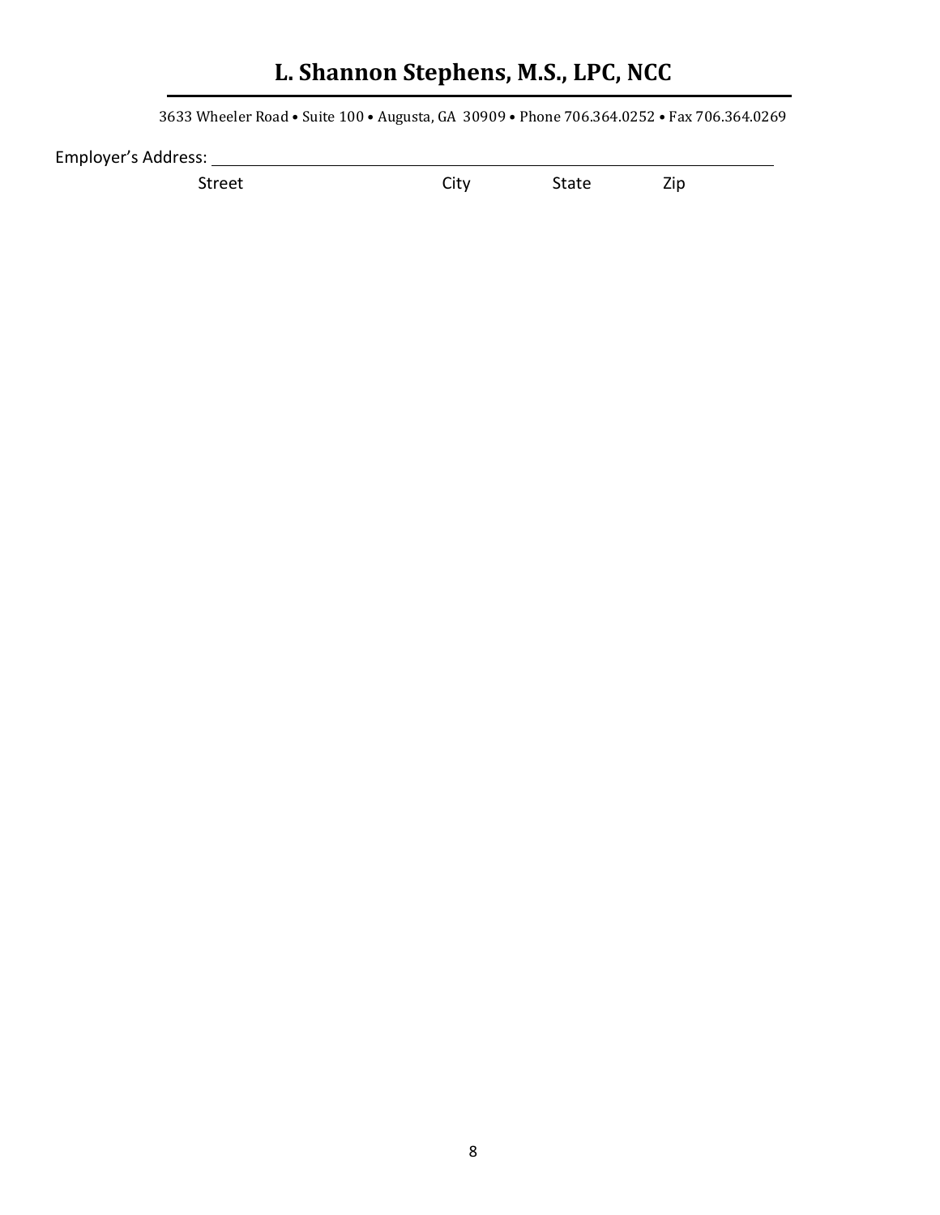# L. Shannon Stephens, M.S., LPC, NCC

3633 Wheeler Road • Suite 100 • Augusta, GA 30909 • Phone 706.364.0252 • Fax 706.364.0269

Employer's Address: ______________________________________________

Street City State Zip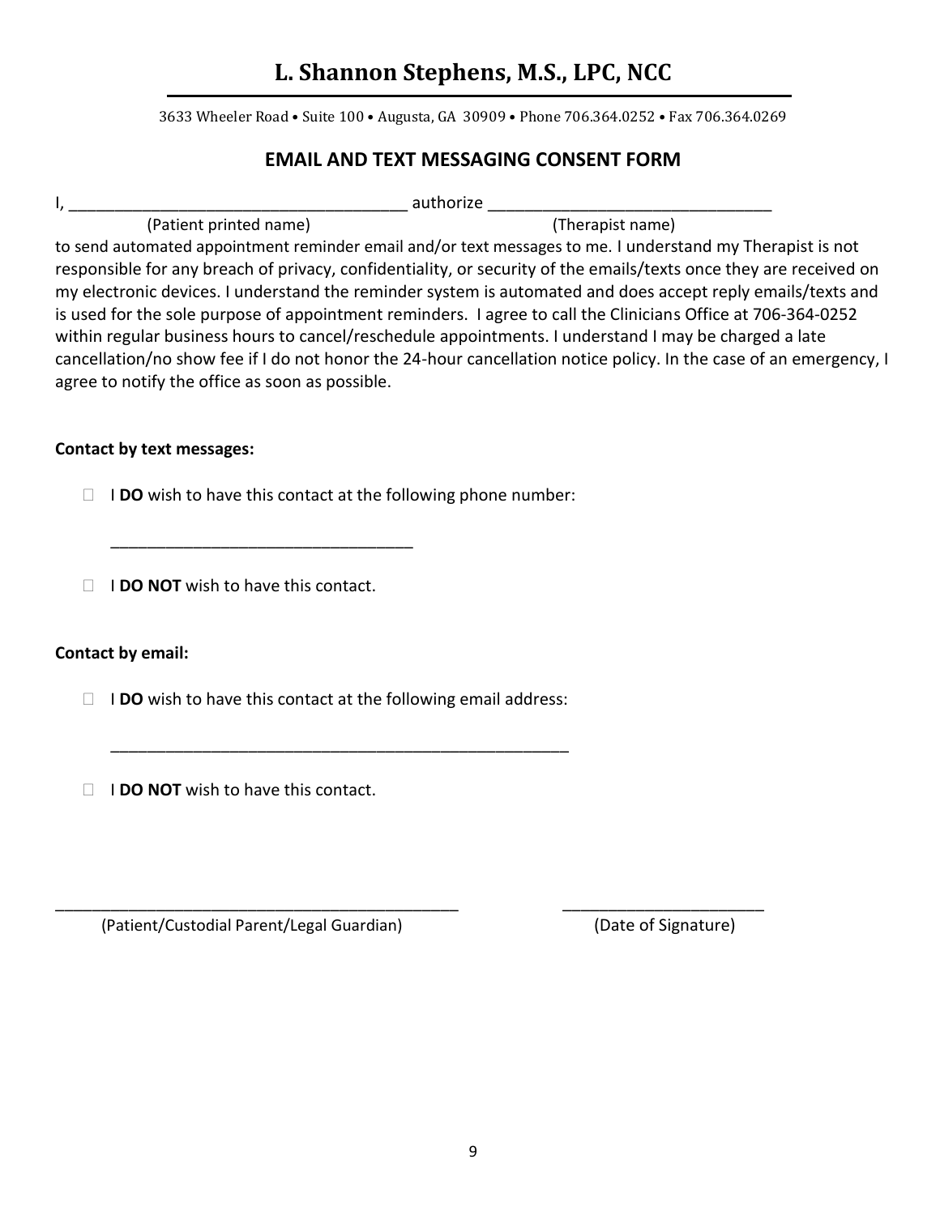# L. Shannon Stephens, M.S., LPC, NCC

3633 Wheeler Road • Suite 100 • Augusta, GA 30909 • Phone 706.364.0252 • Fax 706.364.0269

## EMAIL AND TEXT MESSAGING CONSENT FORM

I, ______________________________________ authorize _______________________________
(Patient printed name) (Therapist name)

to send automated appointment reminder email and/or text messages to me. I understand my Therapist is not responsible for any breach of privacy, confidentiality, or security of the emails/texts once they are received on my electronic devices. I understand the reminder system is automated and does accept reply emails/texts and is used for the sole purpose of appointment reminders. I agree to call the Clinicians Office at 706-364-0252 within regular business hours to cancel/reschedule appointments. I understand I may be charged a late cancellation/no show fee if I do not honor the 24-hour cancellation notice policy. In the case of an emergency, I agree to notify the office as soon as possible.

**Contact by text messages:**

- ☐ I **DO** wish to have this contact at the following phone number:

  __________________________________

- ☐ I **DO NOT** wish to have this contact.

**Contact by email:**

- ☐ I **DO** wish to have this contact at the following email address:

  ____________________________________________________

- ☐ I **DO NOT** wish to have this contact.

______________________________________________ ______________________
(Patient/Custodial Parent/Legal Guardian) (Date of Signature)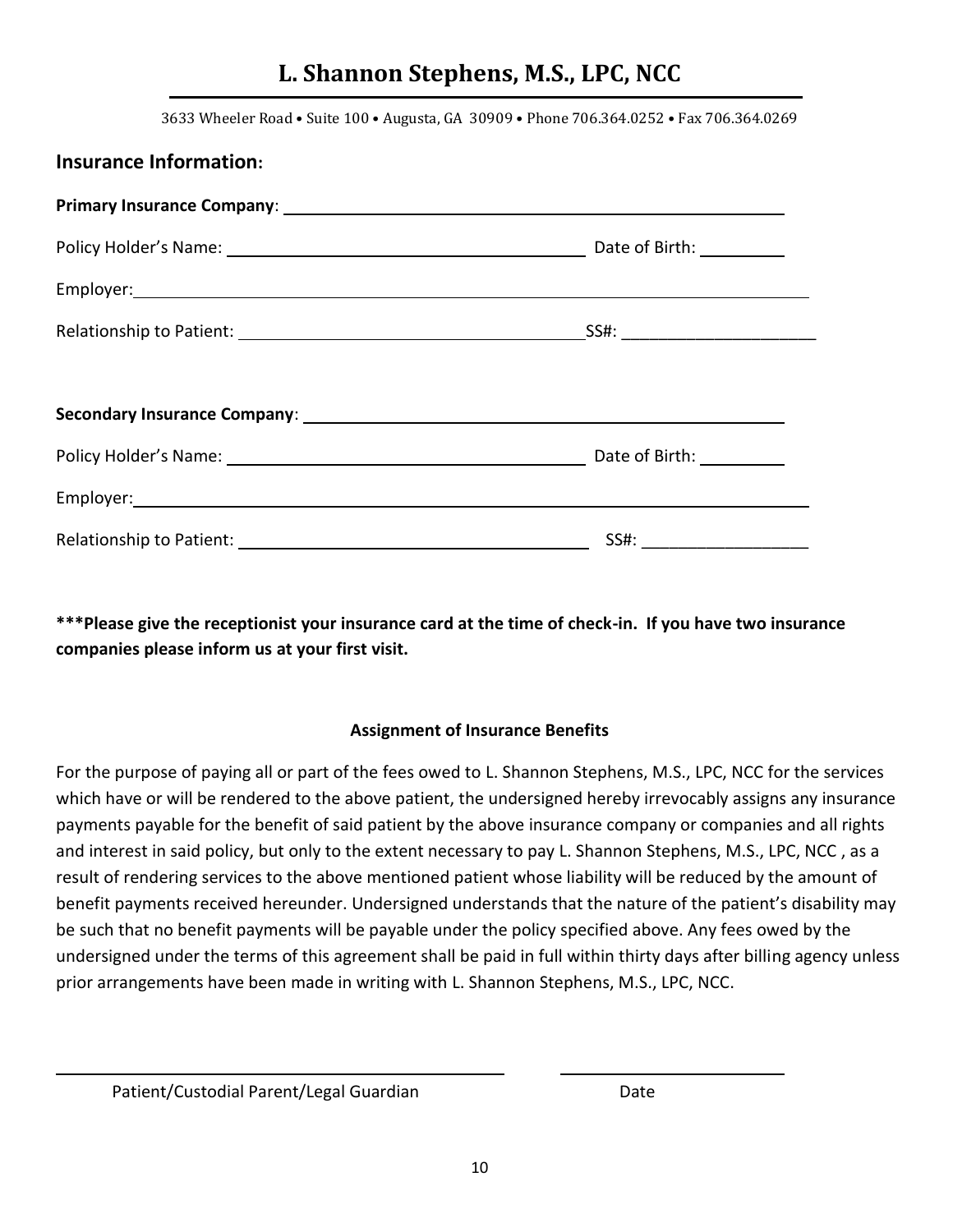# L. Shannon Stephens, M.S., LPC, NCC

3633 Wheeler Road • Suite 100 • Augusta, GA 30909 • Phone 706.364.0252 • Fax 706.364.0269

## Insurance Information:

**Primary Insurance Company**: ____________________________________________

Policy Holder's Name: ________________________________ Date of Birth: _________

Employer: ______________________________________________________________

Relationship to Patient: ________________________________ SS#: ____________________

**Secondary Insurance Company**: __________________________________________

Policy Holder's Name: ________________________________ Date of Birth: _________

Employer: ______________________________________________________________

Relationship to Patient: ________________________________ SS#: __________________

**\*\*\*Please give the receptionist your insurance card at the time of check-in. If you have two insurance companies please inform us at your first visit.**

### Assignment of Insurance Benefits

For the purpose of paying all or part of the fees owed to L. Shannon Stephens, M.S., LPC, NCC for the services which have or will be rendered to the above patient, the undersigned hereby irrevocably assigns any insurance payments payable for the benefit of said patient by the above insurance company or companies and all rights and interest in said policy, but only to the extent necessary to pay L. Shannon Stephens, M.S., LPC, NCC , as a result of rendering services to the above mentioned patient whose liability will be reduced by the amount of benefit payments received hereunder. Undersigned understands that the nature of the patient's disability may be such that no benefit payments will be payable under the policy specified above. Any fees owed by the undersigned under the terms of this agreement shall be paid in full within thirty days after billing agency unless prior arrangements have been made in writing with L. Shannon Stephens, M.S., LPC, NCC.

________________________________________ ____________________

Patient/Custodial Parent/Legal Guardian Date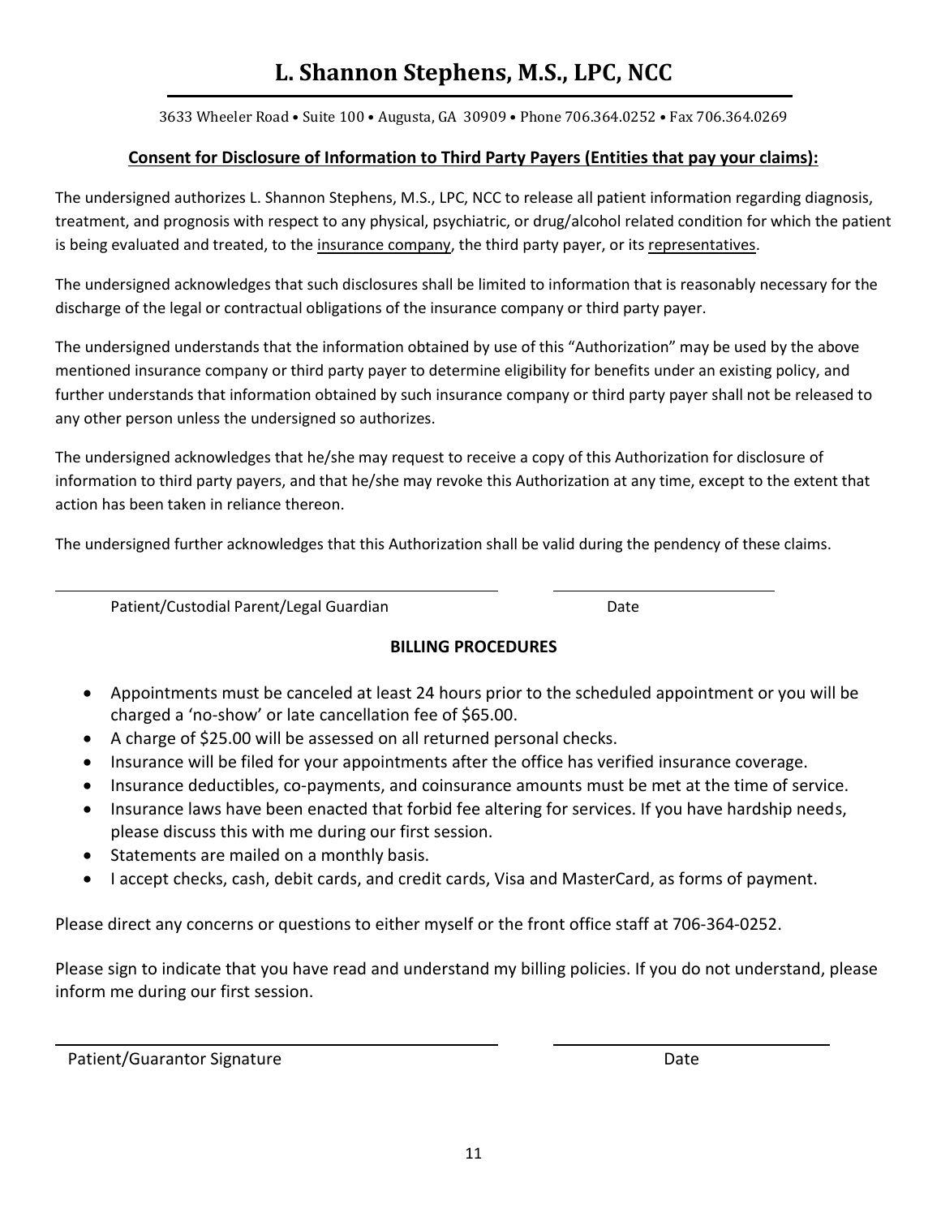# L. Shannon Stephens, M.S., LPC, NCC

3633 Wheeler Road • Suite 100 • Augusta, GA 30909 • Phone 706.364.0252 • Fax 706.364.0269

## Consent for Disclosure of Information to Third Party Payers (Entities that pay your claims):

The undersigned authorizes L. Shannon Stephens, M.S., LPC, NCC to release all patient information regarding diagnosis, treatment, and prognosis with respect to any physical, psychiatric, or drug/alcohol related condition for which the patient is being evaluated and treated, to the insurance company, the third party payer, or its representatives.

The undersigned acknowledges that such disclosures shall be limited to information that is reasonably necessary for the discharge of the legal or contractual obligations of the insurance company or third party payer.

The undersigned understands that the information obtained by use of this "Authorization" may be used by the above mentioned insurance company or third party payer to determine eligibility for benefits under an existing policy, and further understands that information obtained by such insurance company or third party payer shall not be released to any other person unless the undersigned so authorizes.

The undersigned acknowledges that he/she may request to receive a copy of this Authorization for disclosure of information to third party payers, and that he/she may revoke this Authorization at any time, except to the extent that action has been taken in reliance thereon.

The undersigned further acknowledges that this Authorization shall be valid during the pendency of these claims.

\_\_\_\_\_\_\_\_\_\_\_\_\_\_\_\_\_\_\_\_\_\_\_\_\_\_\_\_\_\_\_\_\_\_\_\_\_\_\_\_ \_\_\_\_\_\_\_\_\_\_\_\_\_\_\_\_\_\_\_\_

Patient/Custodial Parent/Legal Guardian Date

## BILLING PROCEDURES

- Appointments must be canceled at least 24 hours prior to the scheduled appointment or you will be charged a 'no-show' or late cancellation fee of $65.00.
- A charge of $25.00 will be assessed on all returned personal checks.
- Insurance will be filed for your appointments after the office has verified insurance coverage.
- Insurance deductibles, co-payments, and coinsurance amounts must be met at the time of service.
- Insurance laws have been enacted that forbid fee altering for services. If you have hardship needs, please discuss this with me during our first session.
- Statements are mailed on a monthly basis.
- I accept checks, cash, debit cards, and credit cards, Visa and MasterCard, as forms of payment.

Please direct any concerns or questions to either myself or the front office staff at 706-364-0252.

Please sign to indicate that you have read and understand my billing policies. If you do not understand, please inform me during our first session.

\_\_\_\_\_\_\_\_\_\_\_\_\_\_\_\_\_\_\_\_\_\_\_\_\_\_\_\_\_\_\_\_\_\_\_\_\_\_\_\_ \_\_\_\_\_\_\_\_\_\_\_\_\_\_\_\_\_\_\_\_

Patient/Guarantor Signature Date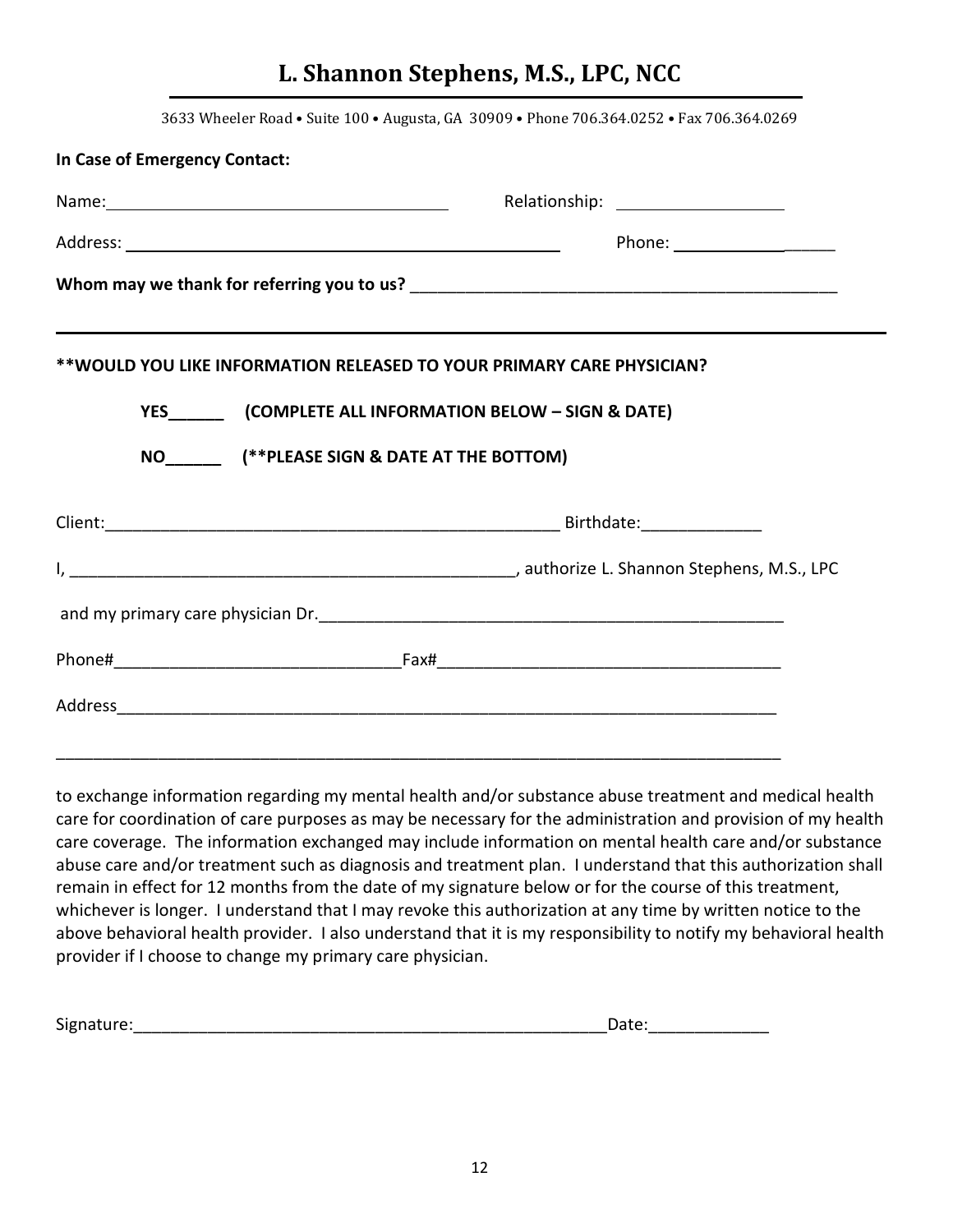# L. Shannon Stephens, M.S., LPC, NCC

3633 Wheeler Road • Suite 100 • Augusta, GA 30909 • Phone 706.364.0252 • Fax 706.364.0269

**In Case of Emergency Contact:**

Name: ______________________________ Relationship: ________________

Address: ______________________________________ Phone: ________________

**Whom may we thank for referring you to us?** ________________________________________________

---

**\*\*WOULD YOU LIKE INFORMATION RELEASED TO YOUR PRIMARY CARE PHYSICIAN?**

**YES______ (COMPLETE ALL INFORMATION BELOW – SIGN & DATE)**

**NO______ (\*\*PLEASE SIGN & DATE AT THE BOTTOM)**

Client:__________________________________________________ Birthdate:_____________

I, _________________________________________________, authorize L. Shannon Stephens, M.S., LPC

and my primary care physician Dr.____________________________________________________

Phone#______________________________Fax#_____________________________________

Address__________________________________________________________________________

_______________________________________________________________________________

to exchange information regarding my mental health and/or substance abuse treatment and medical health care for coordination of care purposes as may be necessary for the administration and provision of my health care coverage. The information exchanged may include information on mental health care and/or substance abuse care and/or treatment such as diagnosis and treatment plan. I understand that this authorization shall remain in effect for 12 months from the date of my signature below or for the course of this treatment, whichever is longer. I understand that I may revoke this authorization at any time by written notice to the above behavioral health provider. I also understand that it is my responsibility to notify my behavioral health provider if I choose to change my primary care physician.

Signature:_____________________________________________________Date:_____________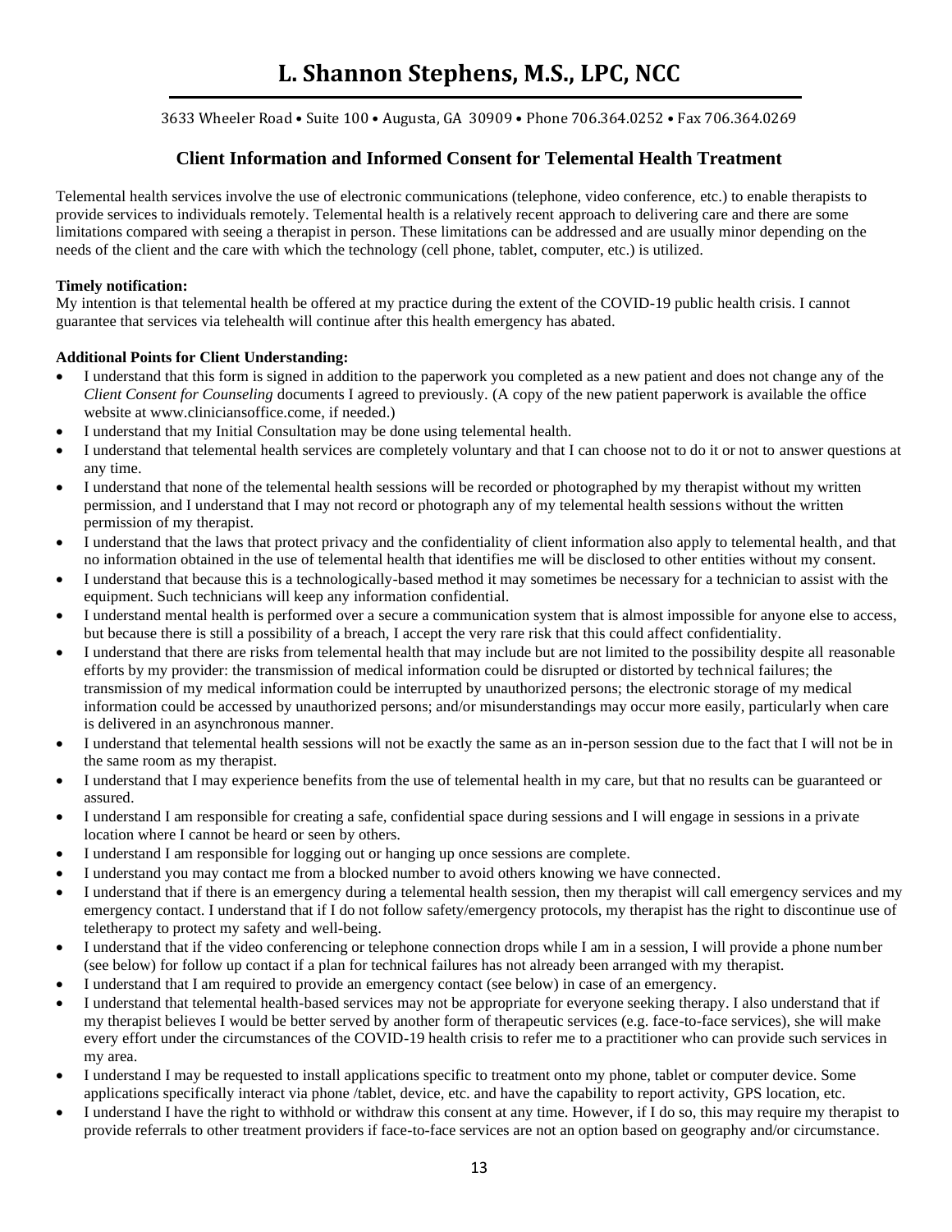# L. Shannon Stephens, M.S., LPC, NCC

3633 Wheeler Road • Suite 100 • Augusta, GA 30909 • Phone 706.364.0252 • Fax 706.364.0269

## Client Information and Informed Consent for Telemental Health Treatment

Telemental health services involve the use of electronic communications (telephone, video conference, etc.) to enable therapists to provide services to individuals remotely. Telemental health is a relatively recent approach to delivering care and there are some limitations compared with seeing a therapist in person. These limitations can be addressed and are usually minor depending on the needs of the client and the care with which the technology (cell phone, tablet, computer, etc.) is utilized.

**Timely notification:**
My intention is that telemental health be offered at my practice during the extent of the COVID-19 public health crisis. I cannot guarantee that services via telehealth will continue after this health emergency has abated.

**Additional Points for Client Understanding:**

- I understand that this form is signed in addition to the paperwork you completed as a new patient and does not change any of the *Client Consent for Counseling* documents I agreed to previously. (A copy of the new patient paperwork is available the office website at www.cliniciansoffice.come, if needed.)
- I understand that my Initial Consultation may be done using telemental health.
- I understand that telemental health services are completely voluntary and that I can choose not to do it or not to answer questions at any time.
- I understand that none of the telemental health sessions will be recorded or photographed by my therapist without my written permission, and I understand that I may not record or photograph any of my telemental health sessions without the written permission of my therapist.
- I understand that the laws that protect privacy and the confidentiality of client information also apply to telemental health, and that no information obtained in the use of telemental health that identifies me will be disclosed to other entities without my consent.
- I understand that because this is a technologically-based method it may sometimes be necessary for a technician to assist with the equipment. Such technicians will keep any information confidential.
- I understand mental health is performed over a secure a communication system that is almost impossible for anyone else to access, but because there is still a possibility of a breach, I accept the very rare risk that this could affect confidentiality.
- I understand that there are risks from telemental health that may include but are not limited to the possibility despite all reasonable efforts by my provider: the transmission of medical information could be disrupted or distorted by technical failures; the transmission of my medical information could be interrupted by unauthorized persons; the electronic storage of my medical information could be accessed by unauthorized persons; and/or misunderstandings may occur more easily, particularly when care is delivered in an asynchronous manner.
- I understand that telemental health sessions will not be exactly the same as an in-person session due to the fact that I will not be in the same room as my therapist.
- I understand that I may experience benefits from the use of telemental health in my care, but that no results can be guaranteed or assured.
- I understand I am responsible for creating a safe, confidential space during sessions and I will engage in sessions in a private location where I cannot be heard or seen by others.
- I understand I am responsible for logging out or hanging up once sessions are complete.
- I understand you may contact me from a blocked number to avoid others knowing we have connected.
- I understand that if there is an emergency during a telemental health session, then my therapist will call emergency services and my emergency contact. I understand that if I do not follow safety/emergency protocols, my therapist has the right to discontinue use of teletherapy to protect my safety and well-being.
- I understand that if the video conferencing or telephone connection drops while I am in a session, I will provide a phone number (see below) for follow up contact if a plan for technical failures has not already been arranged with my therapist.
- I understand that I am required to provide an emergency contact (see below) in case of an emergency.
- I understand that telemental health-based services may not be appropriate for everyone seeking therapy. I also understand that if my therapist believes I would be better served by another form of therapeutic services (e.g. face-to-face services), she will make every effort under the circumstances of the COVID-19 health crisis to refer me to a practitioner who can provide such services in my area.
- I understand I may be requested to install applications specific to treatment onto my phone, tablet or computer device. Some applications specifically interact via phone /tablet, device, etc. and have the capability to report activity, GPS location, etc.
- I understand I have the right to withhold or withdraw this consent at any time. However, if I do so, this may require my therapist to provide referrals to other treatment providers if face-to-face services are not an option based on geography and/or circumstance.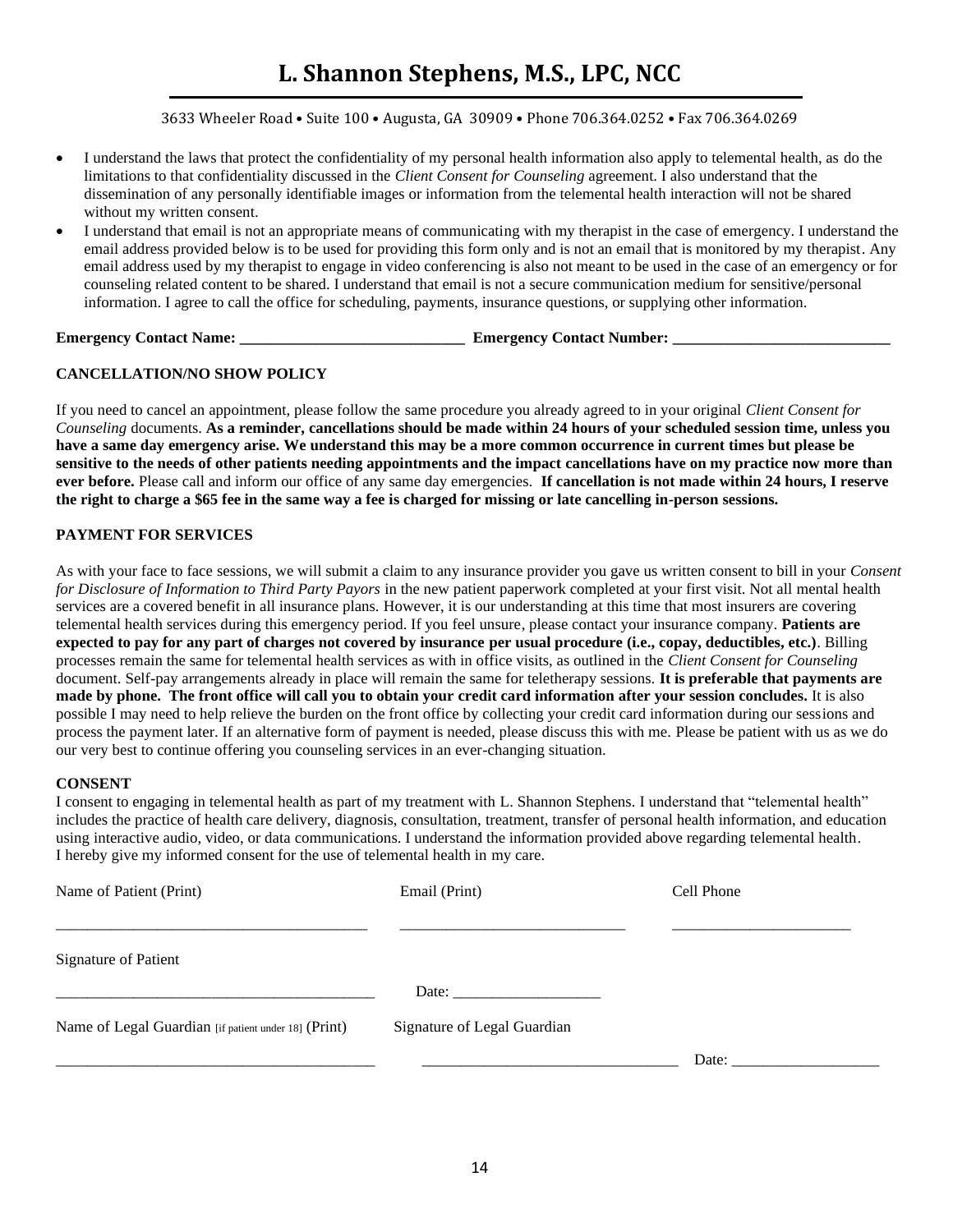# L. Shannon Stephens, M.S., LPC, NCC

3633 Wheeler Road • Suite 100 • Augusta, GA 30909 • Phone 706.364.0252 • Fax 706.364.0269

- I understand the laws that protect the confidentiality of my personal health information also apply to telemental health, as do the limitations to that confidentiality discussed in the *Client Consent for Counseling* agreement. I also understand that the dissemination of any personally identifiable images or information from the telemental health interaction will not be shared without my written consent.
- I understand that email is not an appropriate means of communicating with my therapist in the case of emergency. I understand the email address provided below is to be used for providing this form only and is not an email that is monitored by my therapist. Any email address used by my therapist to engage in video conferencing is also not meant to be used in the case of an emergency or for counseling related content to be shared. I understand that email is not a secure communication medium for sensitive/personal information. I agree to call the office for scheduling, payments, insurance questions, or supplying other information.

**Emergency Contact Name: _____________________________ Emergency Contact Number: ____________________________**

**CANCELLATION/NO SHOW POLICY**

If you need to cancel an appointment, please follow the same procedure you already agreed to in your original *Client Consent for Counseling* documents. **As a reminder, cancellations should be made within 24 hours of your scheduled session time, unless you have a same day emergency arise. We understand this may be a more common occurrence in current times but please be sensitive to the needs of other patients needing appointments and the impact cancellations have on my practice now more than ever before.** Please call and inform our office of any same day emergencies. **If cancellation is not made within 24 hours, I reserve the right to charge a $65 fee in the same way a fee is charged for missing or late cancelling in-person sessions.**

**PAYMENT FOR SERVICES**

As with your face to face sessions, we will submit a claim to any insurance provider you gave us written consent to bill in your *Consent for Disclosure of Information to Third Party Payors* in the new patient paperwork completed at your first visit. Not all mental health services are a covered benefit in all insurance plans. However, it is our understanding at this time that most insurers are covering telemental health services during this emergency period. If you feel unsure, please contact your insurance company. **Patients are expected to pay for any part of charges not covered by insurance per usual procedure (i.e., copay, deductibles, etc.)**. Billing processes remain the same for telemental health services as with in office visits, as outlined in the *Client Consent for Counseling* document. Self-pay arrangements already in place will remain the same for teletherapy sessions. **It is preferable that payments are made by phone. The front office will call you to obtain your credit card information after your session concludes.** It is also possible I may need to help relieve the burden on the front office by collecting your credit card information during our sessions and process the payment later. If an alternative form of payment is needed, please discuss this with me. Please be patient with us as we do our very best to continue offering you counseling services in an ever-changing situation.

**CONSENT**

I consent to engaging in telemental health as part of my treatment with L. Shannon Stephens. I understand that "telemental health" includes the practice of health care delivery, diagnosis, consultation, treatment, transfer of personal health information, and education using interactive audio, video, or data communications. I understand the information provided above regarding telemental health. I hereby give my informed consent for the use of telemental health in my care.

Name of Patient (Print) Email (Print) Cell Phone

________________________________________ ____________________________ ______________________

Signature of Patient

________________________________________ Date: ___________________

Name of Legal Guardian [if patient under 18] (Print) Signature of Legal Guardian

________________________________________ ________________________________ Date: ___________________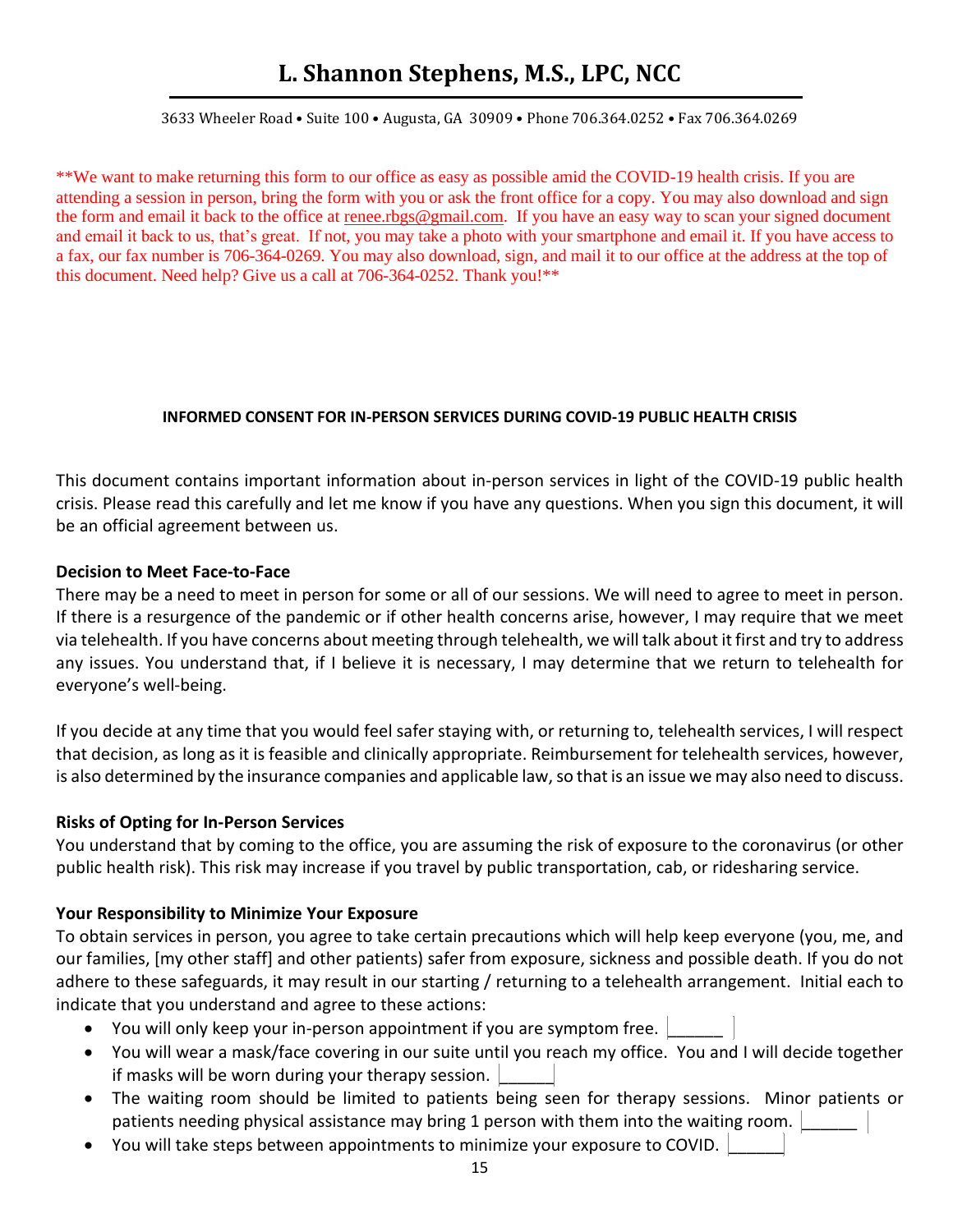# L. Shannon Stephens, M.S., LPC, NCC

3633 Wheeler Road • Suite 100 • Augusta, GA 30909 • Phone 706.364.0252 • Fax 706.364.0269

**We want to make returning this form to our office as easy as possible amid the COVID-19 health crisis. If you are attending a session in person, bring the form with you or ask the front office for a copy. You may also download and sign the form and email it back to the office at renee.rbgs@gmail.com. If you have an easy way to scan your signed document and email it back to us, that's great. If not, you may take a photo with your smartphone and email it. If you have access to a fax, our fax number is 706-364-0269. You may also download, sign, and mail it to our office at the address at the top of this document. Need help? Give us a call at 706-364-0252. Thank you!**

**INFORMED CONSENT FOR IN-PERSON SERVICES DURING COVID-19 PUBLIC HEALTH CRISIS**

This document contains important information about in-person services in light of the COVID-19 public health crisis. Please read this carefully and let me know if you have any questions. When you sign this document, it will be an official agreement between us.

**Decision to Meet Face-to-Face**

There may be a need to meet in person for some or all of our sessions. We will need to agree to meet in person. If there is a resurgence of the pandemic or if other health concerns arise, however, I may require that we meet via telehealth. If you have concerns about meeting through telehealth, we will talk about it first and try to address any issues. You understand that, if I believe it is necessary, I may determine that we return to telehealth for everyone's well-being.

If you decide at any time that you would feel safer staying with, or returning to, telehealth services, I will respect that decision, as long as it is feasible and clinically appropriate. Reimbursement for telehealth services, however, is also determined by the insurance companies and applicable law, so that is an issue we may also need to discuss.

**Risks of Opting for In-Person Services**

You understand that by coming to the office, you are assuming the risk of exposure to the coronavirus (or other public health risk). This risk may increase if you travel by public transportation, cab, or ridesharing service.

**Your Responsibility to Minimize Your Exposure**

To obtain services in person, you agree to take certain precautions which will help keep everyone (you, me, and our families, [my other staff] and other patients) safer from exposure, sickness and possible death. If you do not adhere to these safeguards, it may result in our starting / returning to a telehealth arrangement. Initial each to indicate that you understand and agree to these actions:

- You will only keep your in-person appointment if you are symptom free. ______
- You will wear a mask/face covering in our suite until you reach my office. You and I will decide together if masks will be worn during your therapy session. ______
- The waiting room should be limited to patients being seen for therapy sessions. Minor patients or patients needing physical assistance may bring 1 person with them into the waiting room. ______
- You will take steps between appointments to minimize your exposure to COVID. ______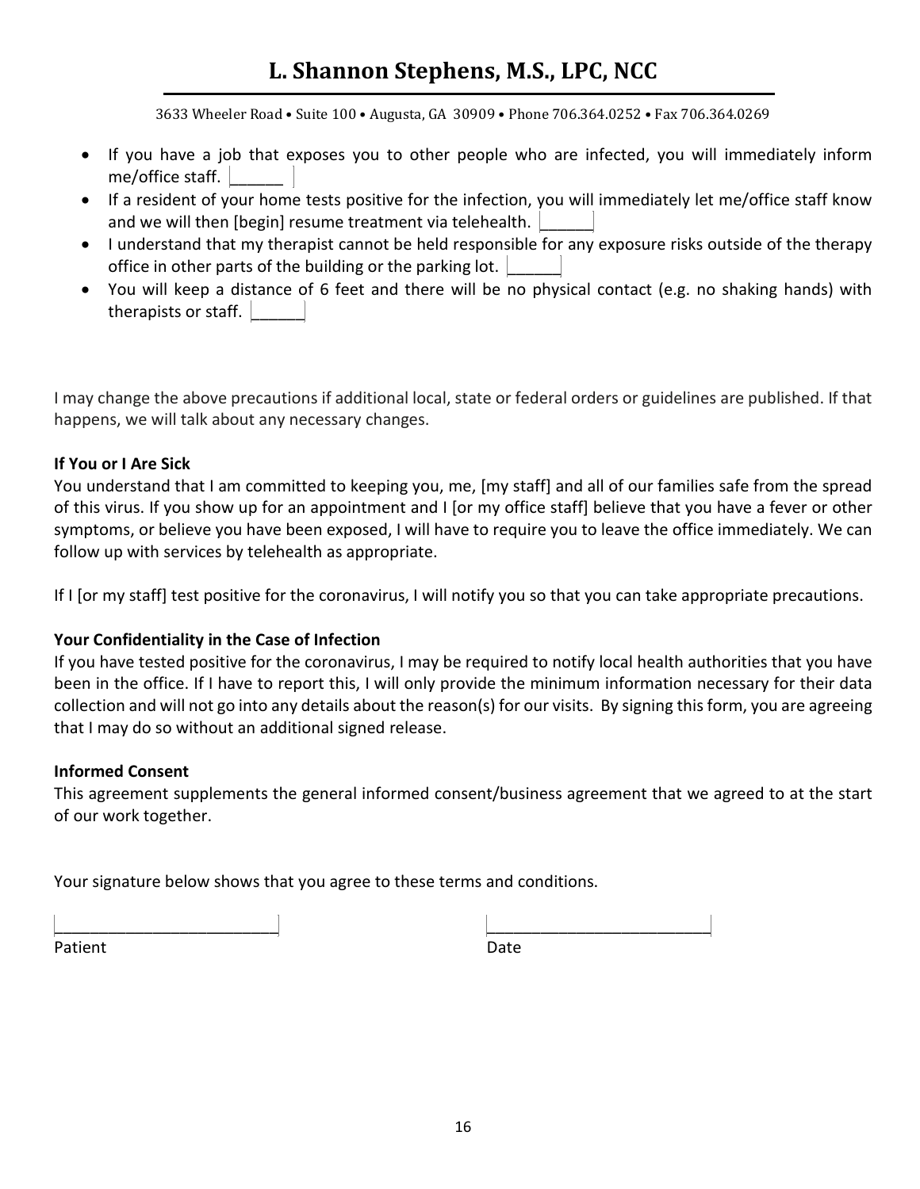- If you have a job that exposes you to other people who are infected, you will immediately inform me/office staff. ______
- If a resident of your home tests positive for the infection, you will immediately let me/office staff know and we will then [begin] resume treatment via telehealth. ______
- I understand that my therapist cannot be held responsible for any exposure risks outside of the therapy office in other parts of the building or the parking lot. ______
- You will keep a distance of 6 feet and there will be no physical contact (e.g. no shaking hands) with therapists or staff. ______

I may change the above precautions if additional local, state or federal orders or guidelines are published. If that happens, we will talk about any necessary changes.

**If You or I Are Sick**

You understand that I am committed to keeping you, me, [my staff] and all of our families safe from the spread of this virus. If you show up for an appointment and I [or my office staff] believe that you have a fever or other symptoms, or believe you have been exposed, I will have to require you to leave the office immediately. We can follow up with services by telehealth as appropriate.

If I [or my staff] test positive for the coronavirus, I will notify you so that you can take appropriate precautions.

**Your Confidentiality in the Case of Infection**

If you have tested positive for the coronavirus, I may be required to notify local health authorities that you have been in the office. If I have to report this, I will only provide the minimum information necessary for their data collection and will not go into any details about the reason(s) for our visits. By signing this form, you are agreeing that I may do so without an additional signed release.

**Informed Consent**

This agreement supplements the general informed consent/business agreement that we agreed to at the start of our work together.

Your signature below shows that you agree to these terms and conditions.

_________________________ &nbsp;&nbsp;&nbsp;&nbsp;&nbsp;&nbsp;&nbsp;&nbsp; _________________________

Patient &nbsp;&nbsp;&nbsp;&nbsp;&nbsp;&nbsp;&nbsp;&nbsp;&nbsp;&nbsp;&nbsp;&nbsp;&nbsp;&nbsp;&nbsp;&nbsp;&nbsp;&nbsp;&nbsp;&nbsp;&nbsp;&nbsp;&nbsp;&nbsp;&nbsp;&nbsp;&nbsp;&nbsp;&nbsp;&nbsp;&nbsp;&nbsp;&nbsp;&nbsp;&nbsp; Date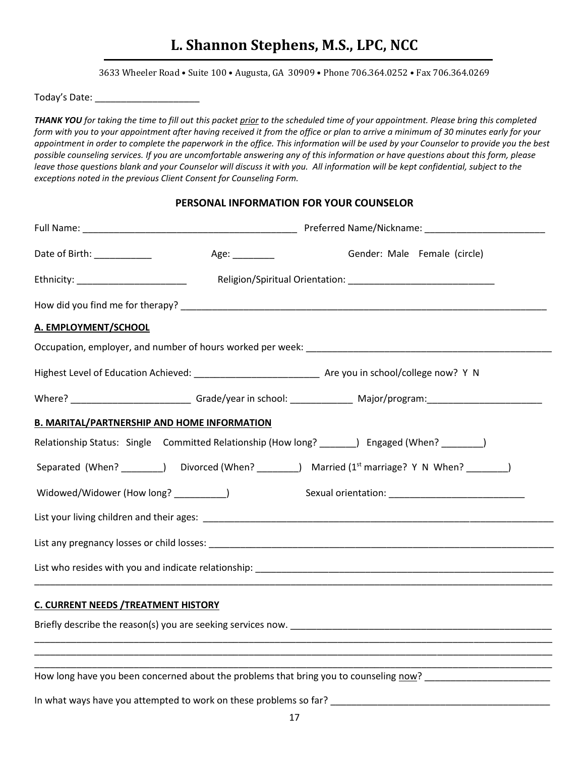# L. Shannon Stephens, M.S., LPC, NCC

3633 Wheeler Road • Suite 100 • Augusta, GA 30909 • Phone 706.364.0252 • Fax 706.364.0269

Today's Date: ____________________

***THANK YOU** for taking the time to fill out this packet prior to the scheduled time of your appointment. Please bring this completed form with you to your appointment after having received it from the office or plan to arrive a minimum of 30 minutes early for your appointment in order to complete the paperwork in the office. This information will be used by your Counselor to provide you the best possible counseling services. If you are uncomfortable answering any of this information or have questions about this form, please leave those questions blank and your Counselor will discuss it with you. All information will be kept confidential, subject to the exceptions noted in the previous Client Consent for Counseling Form.*

**PERSONAL INFORMATION FOR YOUR COUNSELOR**

Full Name: ________________________________________ Preferred Name/Nickname: ______________________

Date of Birth: ___________ Age: ________ Gender: Male Female (circle)

Ethnicity: _____________________ Religion/Spiritual Orientation: ____________________________

How did you find me for therapy? ______________________________________________________________________

**A. EMPLOYMENT/SCHOOL**

Occupation, employer, and number of hours worked per week: ______________________________________________

Highest Level of Education Achieved: _______________________ Are you in school/college now? Y N

Where? ______________________ Grade/year in school: ____________ Major/program:_____________________

**B. MARITAL/PARTNERSHIP AND HOME INFORMATION**

Relationship Status: Single Committed Relationship (How long? _______) Engaged (When? ________)

Separated (When? ________) Divorced (When? ________) Married (1st marriage? Y N When? ________)

Widowed/Widower (How long? __________) Sexual orientation: _________________________

List your living children and their ages: ____________________________________________________________________

List any pregnancy losses or child losses: __________________________________________________________________

List who resides with you and indicate relationship: ___________________________________________________________

______________________________________________________________________________________________________

**C. CURRENT NEEDS /TREATMENT HISTORY**

Briefly describe the reason(s) you are seeking services now. ______________________________________________________

______________________________________________________________________________________________________

______________________________________________________________________________________________________

______________________________________________________________________________________________________

How long have you been concerned about the problems that bring you to counseling now? ________________________

In what ways have you attempted to work on these problems so far? __________________________________________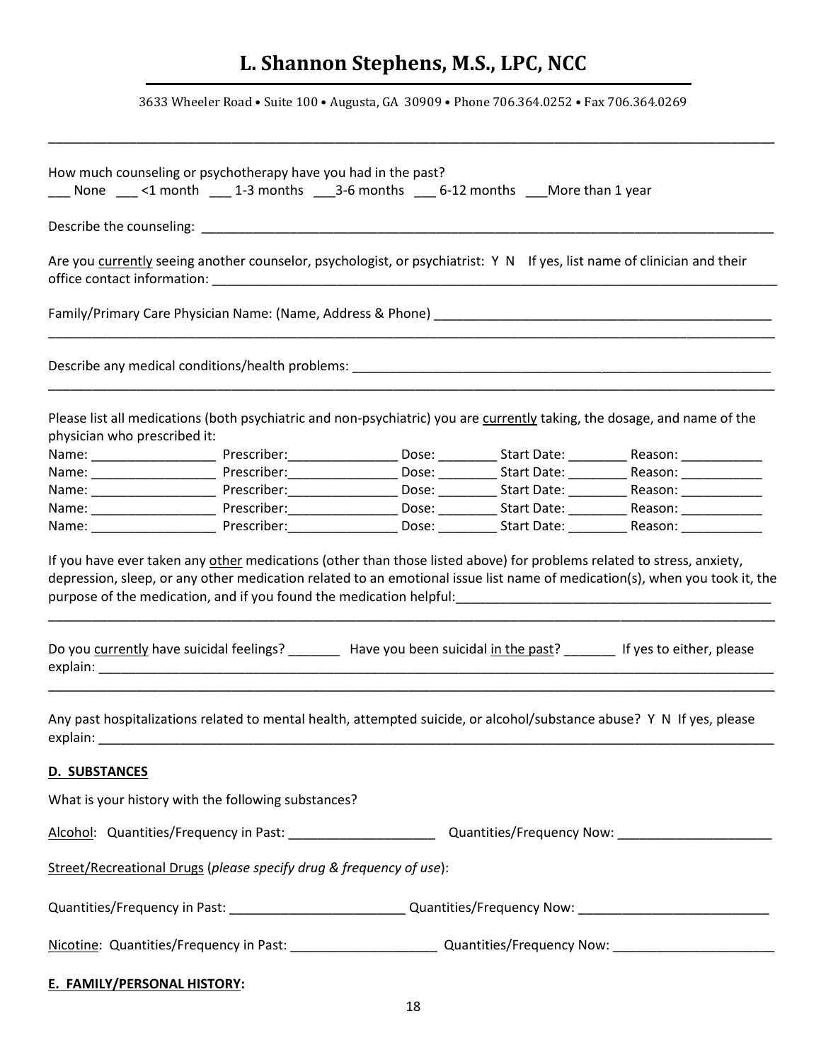# L. Shannon Stephens, M.S., LPC, NCC

3633 Wheeler Road • Suite 100 • Augusta, GA 30909 • Phone 706.364.0252 • Fax 706.364.0269

---

How much counseling or psychotherapy have you had in the past?
___ None ___ <1 month ___ 1-3 months ___3-6 months ___ 6-12 months ___More than 1 year

Describe the counseling: ___________________________________________________________________________

Are you currently seeing another counselor, psychologist, or psychiatrist: Y N If yes, list name of clinician and their office contact information: ___________________________________________________________________________

Family/Primary Care Physician Name: (Name, Address & Phone) ___________________________________________
___________________________________________________________________________________________

Describe any medical conditions/health problems: _______________________________________________________
___________________________________________________________________________________________

Please list all medications (both psychiatric and non-psychiatric) you are currently taking, the dosage, and name of the physician who prescribed it:

Name: ________________ Prescriber:______________ Dose: ________ Start Date: ________ Reason: ___________
Name: ________________ Prescriber:______________ Dose: ________ Start Date: ________ Reason: ___________
Name: ________________ Prescriber:______________ Dose: ________ Start Date: ________ Reason: ___________
Name: ________________ Prescriber:______________ Dose: ________ Start Date: ________ Reason: ___________
Name: ________________ Prescriber:______________ Dose: ________ Start Date: ________ Reason: ___________

If you have ever taken any other medications (other than those listed above) for problems related to stress, anxiety, depression, sleep, or any other medication related to an emotional issue list name of medication(s), when you took it, the purpose of the medication, and if you found the medication helpful:__________________________________________
___________________________________________________________________________________________

Do you currently have suicidal feelings? _______ Have you been suicidal in the past? _______ If yes to either, please explain: _________________________________________________________________________________
___________________________________________________________________________________________

Any past hospitalizations related to mental health, attempted suicide, or alcohol/substance abuse? Y N If yes, please explain: _________________________________________________________________________________

## D. SUBSTANCES

What is your history with the following substances?

Alcohol: Quantities/Frequency in Past: ___________________ Quantities/Frequency Now: ____________________

Street/Recreational Drugs (*please specify drug & frequency of use*):

Quantities/Frequency in Past: _______________________ Quantities/Frequency Now: ________________________

Nicotine: Quantities/Frequency in Past: ___________________ Quantities/Frequency Now: ____________________

## E. FAMILY/PERSONAL HISTORY: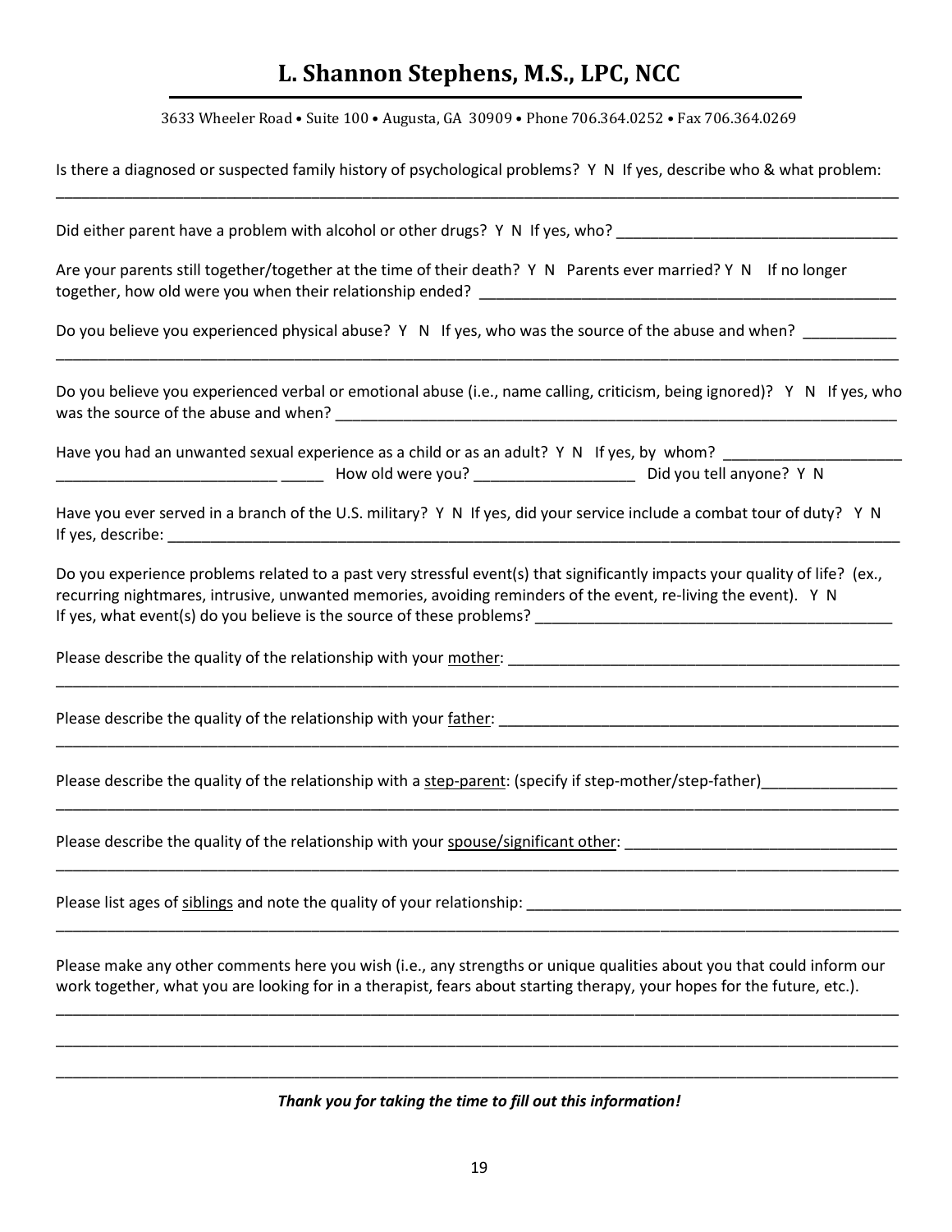# L. Shannon Stephens, M.S., LPC, NCC

3633 Wheeler Road • Suite 100 • Augusta, GA 30909 • Phone 706.364.0252 • Fax 706.364.0269

Is there a diagnosed or suspected family history of psychological problems? Y N If yes, describe who & what problem: ____________________________________________________________________________________________

Did either parent have a problem with alcohol or other drugs? Y N If yes, who? ________________________________

Are your parents still together/together at the time of their death? Y N Parents ever married? Y N If no longer together, how old were you when their relationship ended? ______________________________________________

Do you believe you experienced physical abuse? Y N If yes, who was the source of the abuse and when? __________ ____________________________________________________________________________________________

Do you believe you experienced verbal or emotional abuse (i.e., name calling, criticism, being ignored)? Y N If yes, who was the source of the abuse and when? _____________________________________________________________

Have you had an unwanted sexual experience as a child or as an adult? Y N If yes, by whom? ____________________ _________________________ _____ How old were you? __________________ Did you tell anyone? Y N

Have you ever served in a branch of the U.S. military? Y N If yes, did your service include a combat tour of duty? Y N If yes, describe: _______________________________________________________________________________

Do you experience problems related to a past very stressful event(s) that significantly impacts your quality of life? (ex., recurring nightmares, intrusive, unwanted memories, avoiding reminders of the event, re-living the event). Y N If yes, what event(s) do you believe is the source of these problems? ________________________________________

Please describe the quality of the relationship with your mother: _____________________________________________ ____________________________________________________________________________________________

Please describe the quality of the relationship with your father: ______________________________________________ ____________________________________________________________________________________________

Please describe the quality of the relationship with a step-parent: (specify if step-mother/step-father)_______________ ____________________________________________________________________________________________

Please describe the quality of the relationship with your spouse/significant other: _______________________________ ____________________________________________________________________________________________

Please list ages of siblings and note the quality of your relationship: __________________________________________ ____________________________________________________________________________________________

Please make any other comments here you wish (i.e., any strengths or unique qualities about you that could inform our work together, what you are looking for in a therapist, fears about starting therapy, your hopes for the future, etc.).

____________________________________________________________________________________________

____________________________________________________________________________________________

____________________________________________________________________________________________

***Thank you for taking the time to fill out this information!***